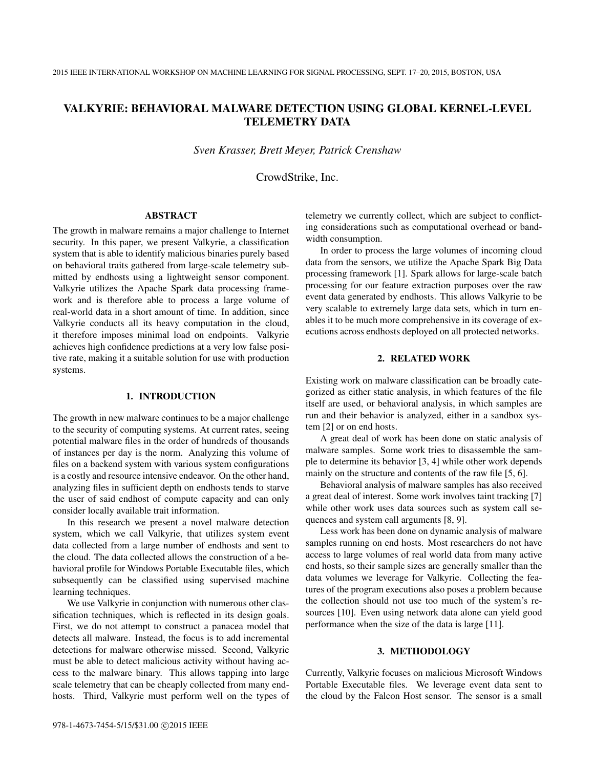# VALKYRIE: BEHAVIORAL MALWARE DETECTION USING GLOBAL KERNEL-LEVEL TELEMETRY DATA

*Sven Krasser, Brett Meyer, Patrick Crenshaw*

CrowdStrike, Inc.

## ABSTRACT

The growth in malware remains a major challenge to Internet security. In this paper, we present Valkyrie, a classification system that is able to identify malicious binaries purely based on behavioral traits gathered from large-scale telemetry submitted by endhosts using a lightweight sensor component. Valkyrie utilizes the Apache Spark data processing framework and is therefore able to process a large volume of real-world data in a short amount of time. In addition, since Valkyrie conducts all its heavy computation in the cloud, it therefore imposes minimal load on endpoints. Valkyrie achieves high confidence predictions at a very low false positive rate, making it a suitable solution for use with production systems.

## 1. INTRODUCTION

The growth in new malware continues to be a major challenge to the security of computing systems. At current rates, seeing potential malware files in the order of hundreds of thousands of instances per day is the norm. Analyzing this volume of files on a backend system with various system configurations is a costly and resource intensive endeavor. On the other hand, analyzing files in sufficient depth on endhosts tends to starve the user of said endhost of compute capacity and can only consider locally available trait information.

In this research we present a novel malware detection system, which we call Valkyrie, that utilizes system event data collected from a large number of endhosts and sent to the cloud. The data collected allows the construction of a behavioral profile for Windows Portable Executable files, which subsequently can be classified using supervised machine learning techniques.

We use Valkyrie in conjunction with numerous other classification techniques, which is reflected in its design goals. First, we do not attempt to construct a panacea model that detects all malware. Instead, the focus is to add incremental detections for malware otherwise missed. Second, Valkyrie must be able to detect malicious activity without having access to the malware binary. This allows tapping into large scale telemetry that can be cheaply collected from many endhosts. Third, Valkyrie must perform well on the types of telemetry we currently collect, which are subject to conflicting considerations such as computational overhead or bandwidth consumption.

In order to process the large volumes of incoming cloud data from the sensors, we utilize the Apache Spark Big Data processing framework [1]. Spark allows for large-scale batch processing for our feature extraction purposes over the raw event data generated by endhosts. This allows Valkyrie to be very scalable to extremely large data sets, which in turn enables it to be much more comprehensive in its coverage of executions across endhosts deployed on all protected networks.

## 2. RELATED WORK

Existing work on malware classification can be broadly categorized as either static analysis, in which features of the file itself are used, or behavioral analysis, in which samples are run and their behavior is analyzed, either in a sandbox system [2] or on end hosts.

A great deal of work has been done on static analysis of malware samples. Some work tries to disassemble the sample to determine its behavior [3, 4] while other work depends mainly on the structure and contents of the raw file [5, 6].

Behavioral analysis of malware samples has also received a great deal of interest. Some work involves taint tracking [7] while other work uses data sources such as system call sequences and system call arguments [8, 9].

Less work has been done on dynamic analysis of malware samples running on end hosts. Most researchers do not have access to large volumes of real world data from many active end hosts, so their sample sizes are generally smaller than the data volumes we leverage for Valkyrie. Collecting the features of the program executions also poses a problem because the collection should not use too much of the system's resources [10]. Even using network data alone can yield good performance when the size of the data is large [11].

## 3. METHODOLOGY

Currently, Valkyrie focuses on malicious Microsoft Windows Portable Executable files. We leverage event data sent to the cloud by the Falcon Host sensor. The sensor is a small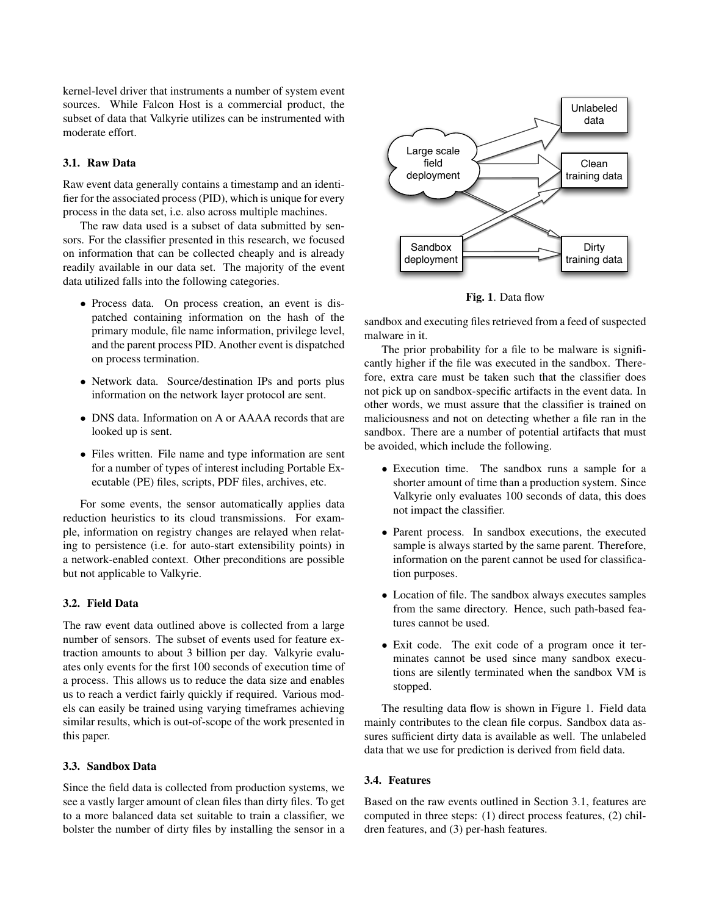kernel-level driver that instruments a number of system event sources. While Falcon Host is a commercial product, the subset of data that Valkyrie utilizes can be instrumented with moderate effort.

### 3.1. Raw Data

Raw event data generally contains a timestamp and an identifier for the associated process (PID), which is unique for every process in the data set, i.e. also across multiple machines.

The raw data used is a subset of data submitted by sensors. For the classifier presented in this research, we focused on information that can be collected cheaply and is already readily available in our data set. The majority of the event data utilized falls into the following categories.

- Process data. On process creation, an event is dispatched containing information on the hash of the primary module, file name information, privilege level, and the parent process PID. Another event is dispatched on process termination.
- Network data. Source/destination IPs and ports plus information on the network layer protocol are sent.
- DNS data. Information on A or AAAA records that are looked up is sent.
- Files written. File name and type information are sent for a number of types of interest including Portable Executable (PE) files, scripts, PDF files, archives, etc.

For some events, the sensor automatically applies data reduction heuristics to its cloud transmissions. For example, information on registry changes are relayed when relating to persistence (i.e. for auto-start extensibility points) in a network-enabled context. Other preconditions are possible but not applicable to Valkyrie.

### 3.2. Field Data

The raw event data outlined above is collected from a large number of sensors. The subset of events used for feature extraction amounts to about 3 billion per day. Valkyrie evaluates only events for the first 100 seconds of execution time of a process. This allows us to reduce the data size and enables us to reach a verdict fairly quickly if required. Various models can easily be trained using varying timeframes achieving similar results, which is out-of-scope of the work presented in this paper.

### 3.3. Sandbox Data

Since the field data is collected from production systems, we see a vastly larger amount of clean files than dirty files. To get to a more balanced data set suitable to train a classifier, we bolster the number of dirty files by installing the sensor in a sandbox and executing files retrieved from a feed of suspected malware in it.

**Fig. 1**. Data flow

The prior probability for a file to be malware is significantly higher if the file was executed in the sandbox. Therefore, extra care must be taken such that the classifier does not pick up on sandbox-specific artifacts in the event data. In other words, we must assure that the classifier is trained on maliciousness and not on detecting whether a file ran in the sandbox. There are a number of potential artifacts that must be avoided, which include the following.

- Execution time. The sandbox runs a sample for a shorter amount of time than a production system. Since Valkyrie only evaluates 100 seconds of data, this does not impact the classifier.
- Parent process. In sandbox executions, the executed sample is always started by the same parent. Therefore, information on the parent cannot be used for classification purposes.
- Location of file. The sandbox always executes samples from the same directory. Hence, such path-based features cannot be used.
- Exit code. The exit code of a program once it terminates cannot be used since many sandbox executions are silently terminated when the sandbox VM is stopped.

The resulting data flow is shown in Figure 1. Field data mainly contributes to the clean file corpus. Sandbox data assures sufficient dirty data is available as well. The unlabeled data that we use for prediction is derived from field data.

### 3.4. Features

Based on the raw events outlined in Section 3.1, features are computed in three steps: (1) direct process features, (2) children features, and (3) per-hash features.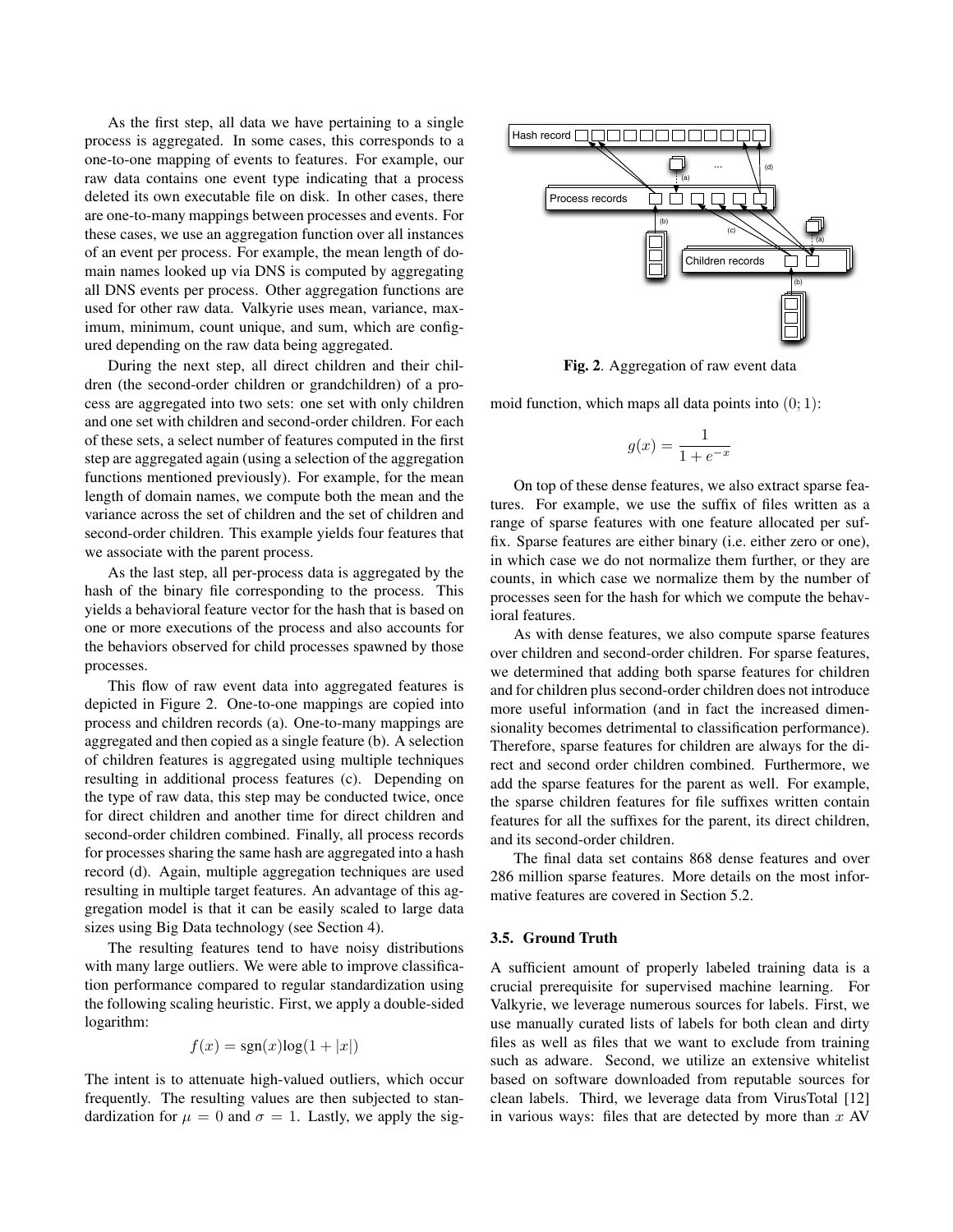As the first step, all data we have pertaining to a single process is aggregated. In some cases, this corresponds to a one-to-one mapping of events to features. For example, our raw data contains one event type indicating that a process deleted its own executable file on disk. In other cases, there are one-to-many mappings between processes and events. For these cases, we use an aggregation function over all instances of an event per process. For example, the mean length of domain names looked up via DNS is computed by aggregating all DNS events per process. Other aggregation functions are used for other raw data. Valkyrie uses mean, variance, maximum, minimum, count unique, and sum, which are configured depending on the raw data being aggregated.

During the next step, all direct children and their children (the second-order children or grandchildren) of a process are aggregated into two sets: one set with only children and one set with children and second-order children. For each of these sets, a select number of features computed in the first step are aggregated again (using a selection of the aggregation functions mentioned previously). For example, for the mean length of domain names, we compute both the mean and the variance across the set of children and the set of children and second-order children. This example yields four features that we associate with the parent process.

As the last step, all per-process data is aggregated by the hash of the binary file corresponding to the process. This yields a behavioral feature vector for the hash that is based on one or more executions of the process and also accounts for the behaviors observed for child processes spawned by those processes.

This flow of raw event data into aggregated features is depicted in Figure 2. One-to-one mappings are copied into process and children records (a). One-to-many mappings are aggregated and then copied as a single feature (b). A selection of children features is aggregated using multiple techniques resulting in additional process features (c). Depending on the type of raw data, this step may be conducted twice, once for direct children and another time for direct children and second-order children combined. Finally, all process records for processes sharing the same hash are aggregated into a hash record (d). Again, multiple aggregation techniques are used resulting in multiple target features. An advantage of this aggregation model is that it can be easily scaled to large data sizes using Big Data technology (see Section 4).

The resulting features tend to have noisy distributions with many large outliers. We were able to improve classification performance compared to regular standardization using the following scaling heuristic. First, we apply a double-sided logarithm:

$$f(x) = \operatorname{sgn}(x)\log(1 + |x|)$$

The intent is to attenuate high-valued outliers, which occur frequently. The resulting values are then subjected to standardization for $\mu = 0$ and $\sigma = 1$. Lastly, we apply the sigmoid function, which maps all data points into $(0; 1)$:

$$g(x) = \frac{1}{1 + e^{-x}}$$

Hash record

(a)

...

(d)

Process records

(b)

(c)

(a)

Children records

(b)

**Fig. 2**. Aggregation of raw event data

On top of these dense features, we also extract sparse features. For example, we use the suffix of files written as a range of sparse features with one feature allocated per suffix. Sparse features are either binary (i.e. either zero or one), in which case we do not normalize them further, or they are counts, in which case we normalize them by the number of processes seen for the hash for which we compute the behavioral features.

As with dense features, we also compute sparse features over children and second-order children. For sparse features, we determined that adding both sparse features for children and for children plus second-order children does not introduce more useful information (and in fact the increased dimensionality becomes detrimental to classification performance). Therefore, sparse features for children are always for the direct and second order children combined. Furthermore, we add the sparse features for the parent as well. For example, the sparse children features for file suffixes written contain features for all the suffixes for the parent, its direct children, and its second-order children.

The final data set contains 868 dense features and over 286 million sparse features. More details on the most informative features are covered in Section 5.2.

### 3.5. Ground Truth

A sufficient amount of properly labeled training data is a crucial prerequisite for supervised machine learning. For Valkyrie, we leverage numerous sources for labels. First, we use manually curated lists of labels for both clean and dirty files as well as files that we want to exclude from training such as adware. Second, we utilize an extensive whitelist based on software downloaded from reputable sources for clean labels. Third, we leverage data from VirusTotal [12] in various ways: files that are detected by more than $x$ AV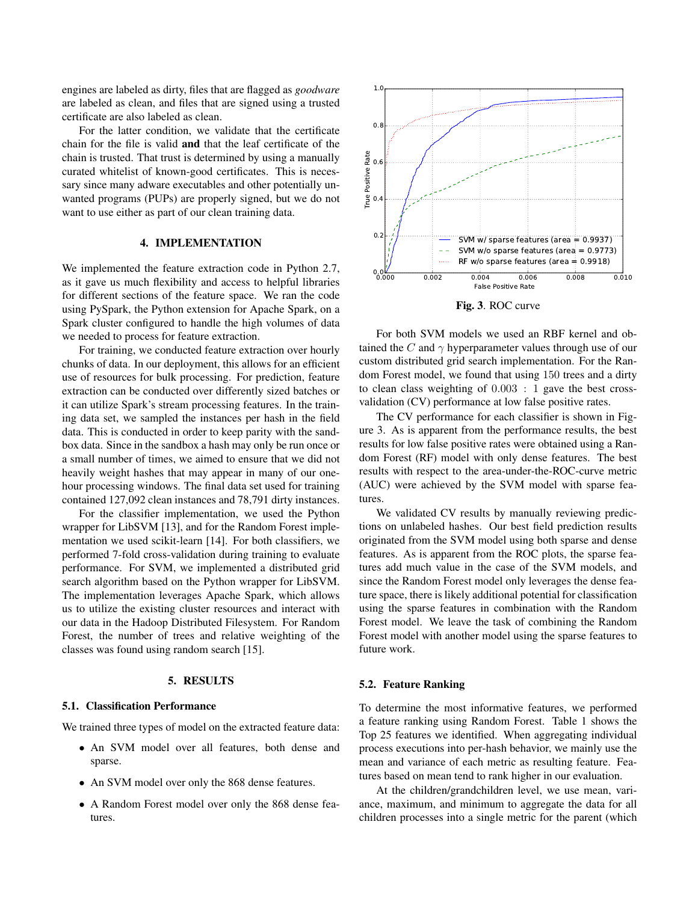engines are labeled as dirty, files that are flagged as *goodware* are labeled as clean, and files that are signed using a trusted certificate are also labeled as clean.

For the latter condition, we validate that the certificate chain for the file is valid **and** that the leaf certificate of the chain is trusted. That trust is determined by using a manually curated whitelist of known-good certificates. This is necessary since many adware executables and other potentially unwanted programs (PUPs) are properly signed, but we do not want to use either as part of our clean training data.

## 4. IMPLEMENTATION

We implemented the feature extraction code in Python 2.7, as it gave us much flexibility and access to helpful libraries for different sections of the feature space. We ran the code using PySpark, the Python extension for Apache Spark, on a Spark cluster configured to handle the high volumes of data we needed to process for feature extraction.

For training, we conducted feature extraction over hourly chunks of data. In our deployment, this allows for an efficient use of resources for bulk processing. For prediction, feature extraction can be conducted over differently sized batches or it can utilize Spark's stream processing features. In the training data set, we sampled the instances per hash in the field data. This is conducted in order to keep parity with the sandbox data. Since in the sandbox a hash may only be run once or a small number of times, we aimed to ensure that we did not heavily weight hashes that may appear in many of our one-hour processing windows. The final data set used for training contained 127,092 clean instances and 78,791 dirty instances.

For the classifier implementation, we used the Python wrapper for LibSVM [13], and for the Random Forest implementation we used scikit-learn [14]. For both classifiers, we performed 7-fold cross-validation during training to evaluate performance. For SVM, we implemented a distributed grid search algorithm based on the Python wrapper for LibSVM. The implementation leverages Apache Spark, which allows us to utilize the existing cluster resources and interact with our data in the Hadoop Distributed Filesystem. For Random Forest, the number of trees and relative weighting of the classes was found using random search [15].

## 5. RESULTS

### 5.1. Classification Performance

We trained three types of model on the extracted feature data:

- An SVM model over all features, both dense and sparse.
- An SVM model over only the 868 dense features.
- A Random Forest model over only the 868 dense features.

**Fig. 3**. ROC curve

For both SVM models we used an RBF kernel and obtained the $C$ and $\gamma$ hyperparameter values through use of our custom distributed grid search implementation. For the Random Forest model, we found that using 150 trees and a dirty to clean class weighting of $0.003 : 1$ gave the best cross-validation (CV) performance at low false positive rates.

The CV performance for each classifier is shown in Figure 3. As is apparent from the performance results, the best results for low false positive rates were obtained using a Random Forest (RF) model with only dense features. The best results with respect to the area-under-the-ROC-curve metric (AUC) were achieved by the SVM model with sparse features.

We validated CV results by manually reviewing predictions on unlabeled hashes. Our best field prediction results originated from the SVM model using both sparse and dense features. As is apparent from the ROC plots, the sparse features add much value in the case of the SVM models, and since the Random Forest model only leverages the dense feature space, there is likely additional potential for classification using the sparse features in combination with the Random Forest model. We leave the task of combining the Random Forest model with another model using the sparse features to future work.

### 5.2. Feature Ranking

To determine the most informative features, we performed a feature ranking using Random Forest. Table 1 shows the Top 25 features we identified. When aggregating individual process executions into per-hash behavior, we mainly use the mean and variance of each metric as resulting feature. Features based on mean tend to rank higher in our evaluation.

At the children/grandchildren level, we use mean, variance, maximum, and minimum to aggregate the data for all children processes into a single metric for the parent (which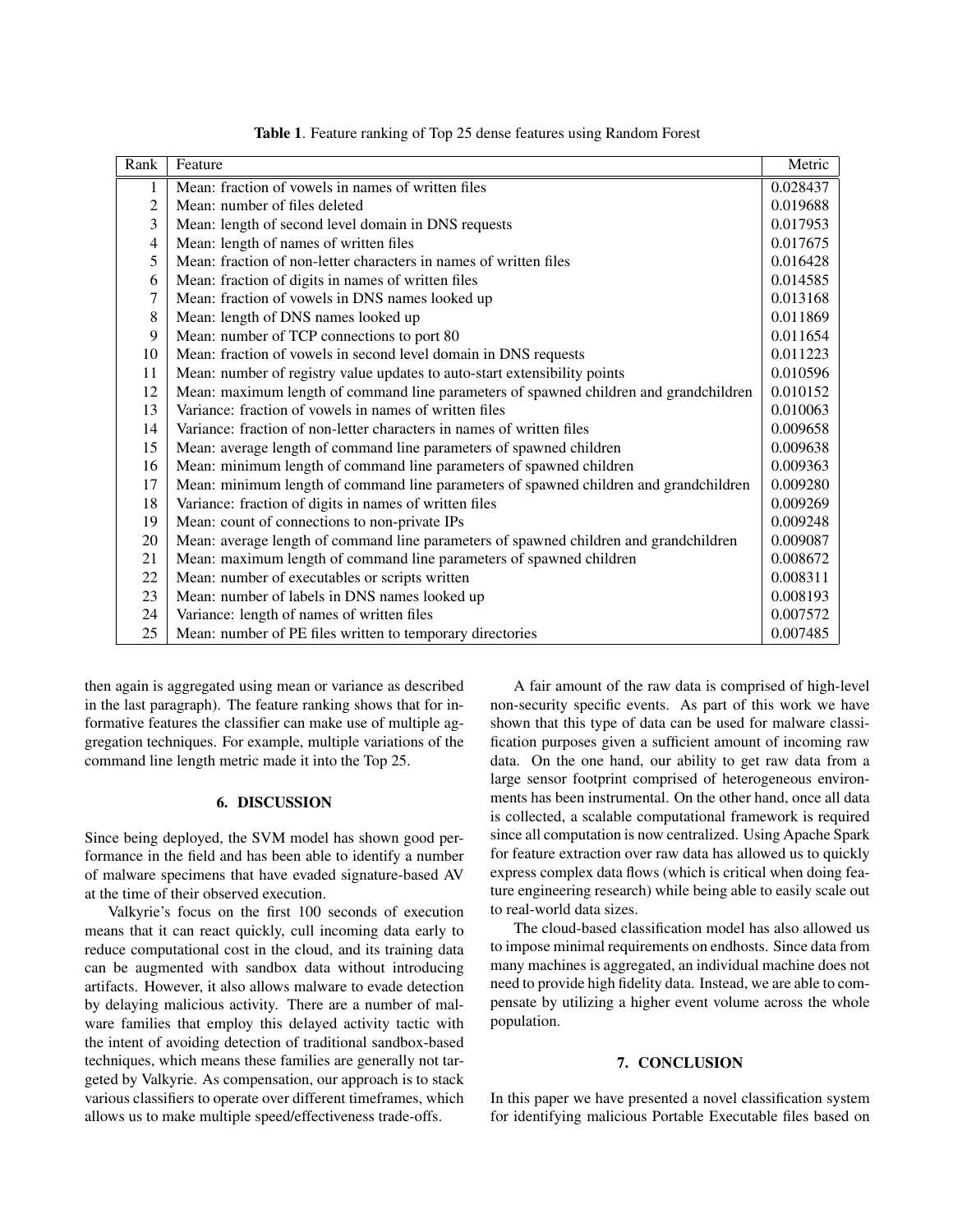**Table 1**. Feature ranking of Top 25 dense features using Random Forest

| Rank | Feature | Metric |
|---|---|---|
| 1 | Mean: fraction of vowels in names of written files | 0.028437 |
| 2 | Mean: number of files deleted | 0.019688 |
| 3 | Mean: length of second level domain in DNS requests | 0.017953 |
| 4 | Mean: length of names of written files | 0.017675 |
| 5 | Mean: fraction of non-letter characters in names of written files | 0.016428 |
| 6 | Mean: fraction of digits in names of written files | 0.014585 |
| 7 | Mean: fraction of vowels in DNS names looked up | 0.013168 |
| 8 | Mean: length of DNS names looked up | 0.011869 |
| 9 | Mean: number of TCP connections to port 80 | 0.011654 |
| 10 | Mean: fraction of vowels in second level domain in DNS requests | 0.011223 |
| 11 | Mean: number of registry value updates to auto-start extensibility points | 0.010596 |
| 12 | Mean: maximum length of command line parameters of spawned children and grandchildren | 0.010152 |
| 13 | Variance: fraction of vowels in names of written files | 0.010063 |
| 14 | Variance: fraction of non-letter characters in names of written files | 0.009658 |
| 15 | Mean: average length of command line parameters of spawned children | 0.009638 |
| 16 | Mean: minimum length of command line parameters of spawned children | 0.009363 |
| 17 | Mean: minimum length of command line parameters of spawned children and grandchildren | 0.009280 |
| 18 | Variance: fraction of digits in names of written files | 0.009269 |
| 19 | Mean: count of connections to non-private IPs | 0.009248 |
| 20 | Mean: average length of command line parameters of spawned children and grandchildren | 0.009087 |
| 21 | Mean: maximum length of command line parameters of spawned children | 0.008672 |
| 22 | Mean: number of executables or scripts written | 0.008311 |
| 23 | Mean: number of labels in DNS names looked up | 0.008193 |
| 24 | Variance: length of names of written files | 0.007572 |
| 25 | Mean: number of PE files written to temporary directories | 0.007485 |

then again is aggregated using mean or variance as described in the last paragraph). The feature ranking shows that for informative features the classifier can make use of multiple aggregation techniques. For example, multiple variations of the command line length metric made it into the Top 25.

## 6. DISCUSSION

Since being deployed, the SVM model has shown good performance in the field and has been able to identify a number of malware specimens that have evaded signature-based AV at the time of their observed execution.

Valkyrie's focus on the first 100 seconds of execution means that it can react quickly, cull incoming data early to reduce computational cost in the cloud, and its training data can be augmented with sandbox data without introducing artifacts. However, it also allows malware to evade detection by delaying malicious activity. There are a number of malware families that employ this delayed activity tactic with the intent of avoiding detection of traditional sandbox-based techniques, which means these families are generally not targeted by Valkyrie. As compensation, our approach is to stack various classifiers to operate over different timeframes, which allows us to make multiple speed/effectiveness trade-offs.

A fair amount of the raw data is comprised of high-level non-security specific events. As part of this work we have shown that this type of data can be used for malware classification purposes given a sufficient amount of incoming raw data. On the one hand, our ability to get raw data from a large sensor footprint comprised of heterogeneous environments has been instrumental. On the other hand, once all data is collected, a scalable computational framework is required since all computation is now centralized. Using Apache Spark for feature extraction over raw data has allowed us to quickly express complex data flows (which is critical when doing feature engineering research) while being able to easily scale out to real-world data sizes.

The cloud-based classification model has also allowed us to impose minimal requirements on endhosts. Since data from many machines is aggregated, an individual machine does not need to provide high fidelity data. Instead, we are able to compensate by utilizing a higher event volume across the whole population.

## 7. CONCLUSION

In this paper we have presented a novel classification system for identifying malicious Portable Executable files based on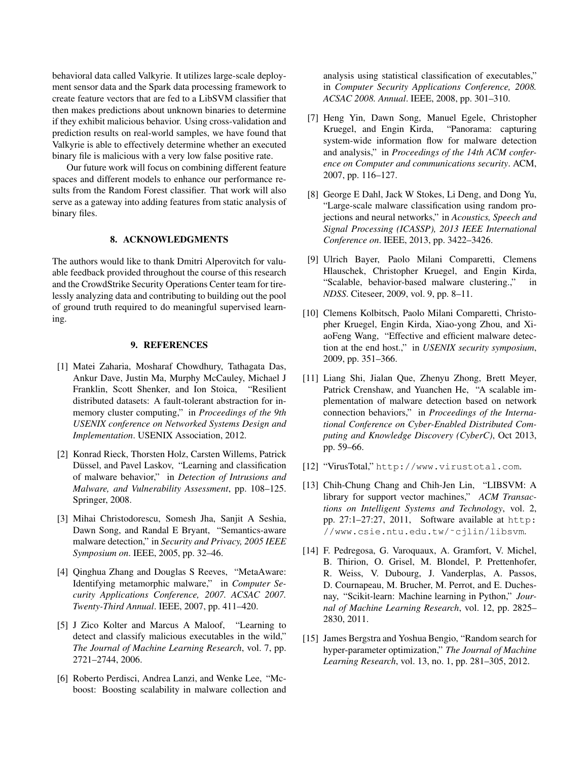behavioral data called Valkyrie. It utilizes large-scale deployment sensor data and the Spark data processing framework to create feature vectors that are fed to a LibSVM classifier that then makes predictions about unknown binaries to determine if they exhibit malicious behavior. Using cross-validation and prediction results on real-world samples, we have found that Valkyrie is able to effectively determine whether an executed binary file is malicious with a very low false positive rate.

Our future work will focus on combining different feature spaces and different models to enhance our performance results from the Random Forest classifier. That work will also serve as a gateway into adding features from static analysis of binary files.

## 8. ACKNOWLEDGMENTS

The authors would like to thank Dmitri Alperovitch for valuable feedback provided throughout the course of this research and the CrowdStrike Security Operations Center team for tirelessly analyzing data and contributing to building out the pool of ground truth required to do meaningful supervised learning.

## 9. REFERENCES

[1] Matei Zaharia, Mosharaf Chowdhury, Tathagata Das, Ankur Dave, Justin Ma, Murphy McCauley, Michael J Franklin, Scott Shenker, and Ion Stoica, "Resilient distributed datasets: A fault-tolerant abstraction for in-memory cluster computing," in *Proceedings of the 9th USENIX conference on Networked Systems Design and Implementation*. USENIX Association, 2012.

[2] Konrad Rieck, Thorsten Holz, Carsten Willems, Patrick Düssel, and Pavel Laskov, "Learning and classification of malware behavior," in *Detection of Intrusions and Malware, and Vulnerability Assessment*, pp. 108–125. Springer, 2008.

[3] Mihai Christodorescu, Somesh Jha, Sanjit A Seshia, Dawn Song, and Randal E Bryant, "Semantics-aware malware detection," in *Security and Privacy, 2005 IEEE Symposium on*. IEEE, 2005, pp. 32–46.

[4] Qinghua Zhang and Douglas S Reeves, "MetaAware: Identifying metamorphic malware," in *Computer Security Applications Conference, 2007. ACSAC 2007. Twenty-Third Annual*. IEEE, 2007, pp. 411–420.

[5] J Zico Kolter and Marcus A Maloof, "Learning to detect and classify malicious executables in the wild," *The Journal of Machine Learning Research*, vol. 7, pp. 2721–2744, 2006.

[6] Roberto Perdisci, Andrea Lanzi, and Wenke Lee, "Mcboost: Boosting scalability in malware collection and analysis using statistical classification of executables," in *Computer Security Applications Conference, 2008. ACSAC 2008. Annual*. IEEE, 2008, pp. 301–310.

[7] Heng Yin, Dawn Song, Manuel Egele, Christopher Kruegel, and Engin Kirda, "Panorama: capturing system-wide information flow for malware detection and analysis," in *Proceedings of the 14th ACM conference on Computer and communications security*. ACM, 2007, pp. 116–127.

[8] George E Dahl, Jack W Stokes, Li Deng, and Dong Yu, "Large-scale malware classification using random projections and neural networks," in *Acoustics, Speech and Signal Processing (ICASSP), 2013 IEEE International Conference on*. IEEE, 2013, pp. 3422–3426.

[9] Ulrich Bayer, Paolo Milani Comparetti, Clemens Hlauschek, Christopher Kruegel, and Engin Kirda, "Scalable, behavior-based malware clustering.," in *NDSS*. Citeseer, 2009, vol. 9, pp. 8–11.

[10] Clemens Kolbitsch, Paolo Milani Comparetti, Christopher Kruegel, Engin Kirda, Xiao-yong Zhou, and XiaoFeng Wang, "Effective and efficient malware detection at the end host.," in *USENIX security symposium*, 2009, pp. 351–366.

[11] Liang Shi, Jialan Que, Zhenyu Zhong, Brett Meyer, Patrick Crenshaw, and Yuanchen He, "A scalable implementation of malware detection based on network connection behaviors," in *Proceedings of the International Conference on Cyber-Enabled Distributed Computing and Knowledge Discovery (CyberC)*, Oct 2013, pp. 59–66.

[12] "VirusTotal," `http://www.virustotal.com`.

[13] Chih-Chung Chang and Chih-Jen Lin, "LIBSVM: A library for support vector machines," *ACM Transactions on Intelligent Systems and Technology*, vol. 2, pp. 27:1–27:27, 2011, Software available at `http://www.csie.ntu.edu.tw/~cjlin/libsvm`.

[14] F. Pedregosa, G. Varoquaux, A. Gramfort, V. Michel, B. Thirion, O. Grisel, M. Blondel, P. Prettenhofer, R. Weiss, V. Dubourg, J. Vanderplas, A. Passos, D. Cournapeau, M. Brucher, M. Perrot, and E. Duchesnay, "Scikit-learn: Machine learning in Python," *Journal of Machine Learning Research*, vol. 12, pp. 2825–2830, 2011.

[15] James Bergstra and Yoshua Bengio, "Random search for hyper-parameter optimization," *The Journal of Machine Learning Research*, vol. 13, no. 1, pp. 281–305, 2012.